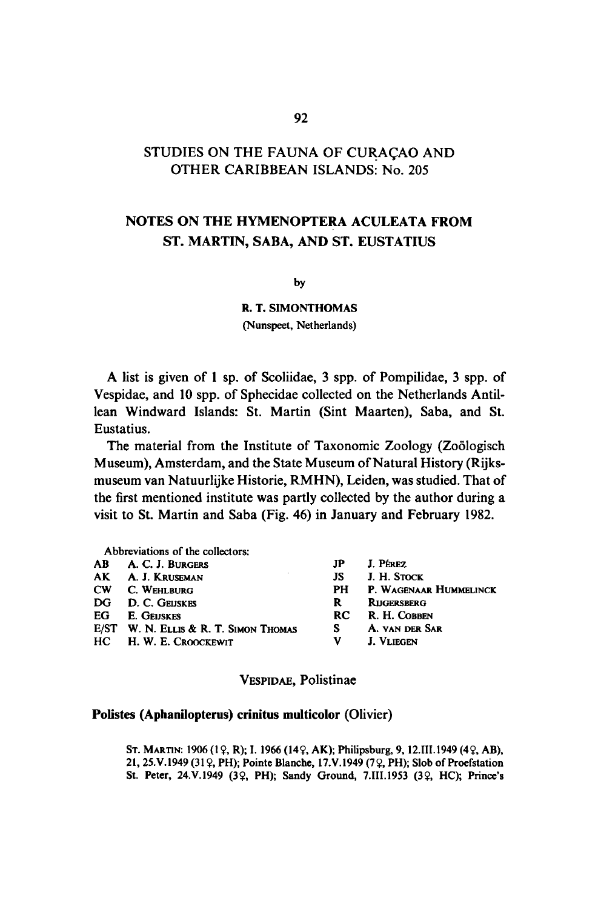# STUDIES ON THE FAUNA OF CURAÇAO AND OTHER CARIBBEAN ISLANDS: No. 205

## NOTES ON THE HYMENOPTERA ACULEATA FROM ST. MARTIN, SABA, AND ST. EUSTATIUS

by

**R. T. SIMONTHOMAS**

(Nunspeet, Netherlands)

A list is given of 1 sp. of Scoliidae, 3 spp. of Pompilidae, 3 spp. of Vespidae, and 10 spp. of Sphecidae collected on the Netherlands Antillean Windward Islands: St. Martin (Sint Maarten), Saba, and St. Eustatius.

The material from the Institute of Taxonomic Zoology (Zoölogisch Museum), Amsterdam, and the State Museum of Natural History (Rijksmuseum van Natuurlijke Historie, RMHN), Leiden, was studied. That of the first mentioned institute was partly collected by the author during a visit to St. Martin and Saba (Fig. 46) in January and February 1982.

Abbreviations of the collectors:

| | | | |
|---|---|---|---|
| AB | A. C. J. Burgers | JP | J. Pérez |
| AK | A. J. Kruseman | JS | J. H. Stock |
| CW | C. Wehlburg | PH | P. Wagenaar Hummelinck |
| DG | D. C. Geijskes | R | Rijgersberg |
| EG | E. Geijskes | RC | R. H. Cobben |
| E/ST | W. N. Ellis & R. T. Simon Thomas | S | A. van der Sar |
| HC | H. W. E. Croockewit | V | J. Vliegen |

### Vespidae, Polistinae

**Polistes (Aphanilopterus) crinitus multicolor (Olivier)**

St. Martin: 1906 (1♀, R); I. 1966 (14♀, AK); Philipsburg, 9, 12.III.1949 (4♀, AB), 21, 25.V.1949 (31♀, PH); Pointe Blanche, 17.V.1949 (7♀, PH); Slob of Proefstation St. Peter, 24.V.1949 (3♀, PH); Sandy Ground, 7.III.1953 (3♀, HC); Prince's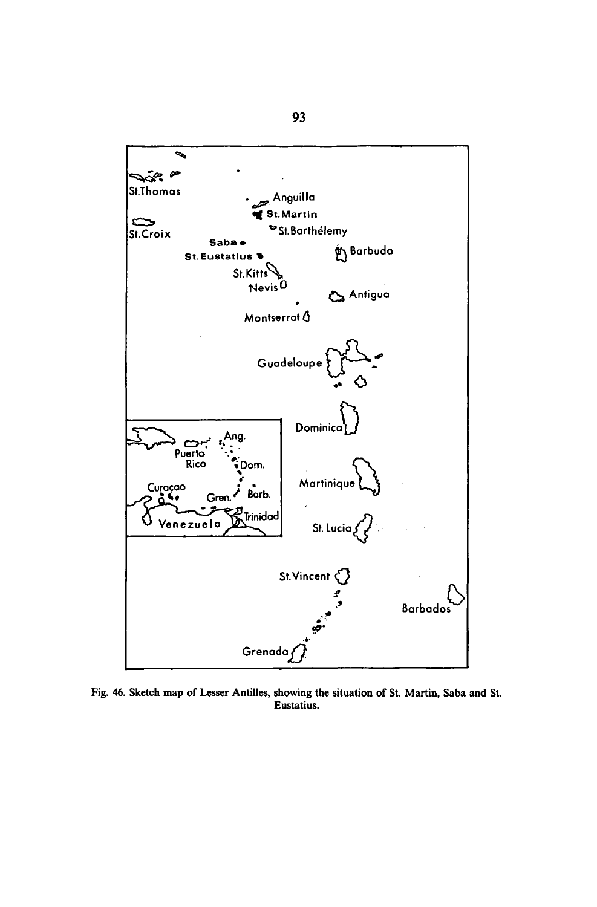Fig. 46. Sketch map of Lesser Antilles, showing the situation of St. Martin, Saba and St. Eustatius.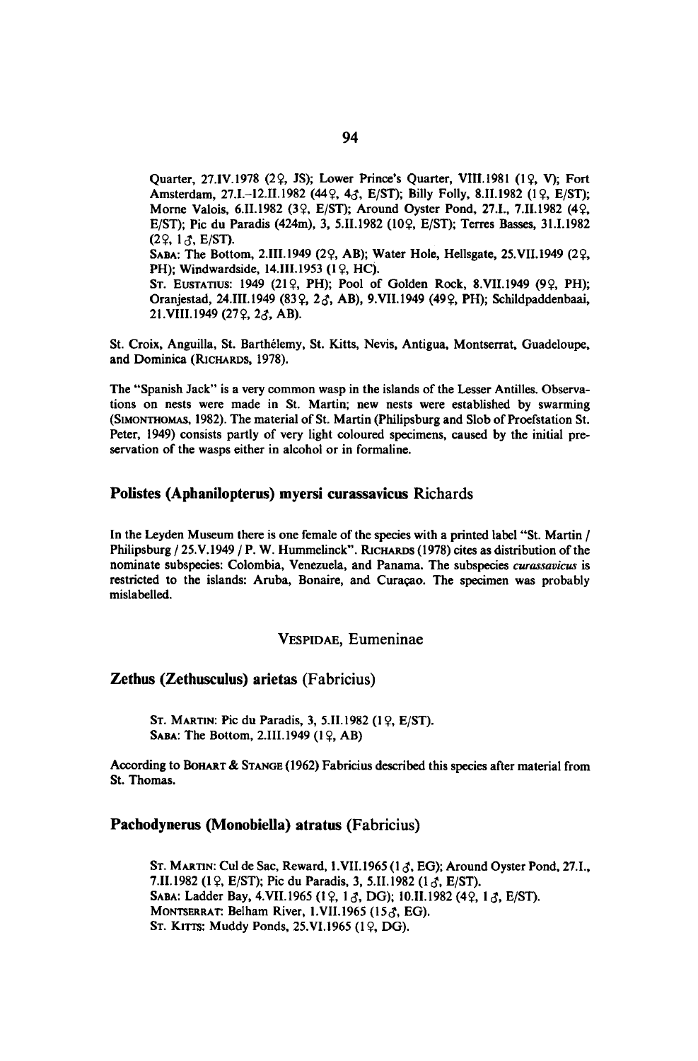Quarter, 27.IV.1978 (2♀, JS); Lower Prince's Quarter, VIII.1981 (1♀, V); Fort Amsterdam, 27.I.–12.II.1982 (44♀, 4♂, E/ST); Billy Folly, 8.II.1982 (1♀, E/ST); Morne Valois, 6.II.1982 (3♀, E/ST); Around Oyster Pond, 27.I., 7.II.1982 (4♀, E/ST); Pic du Paradis (424m), 3, 5.II.1982 (10♀, E/ST); Terres Basses, 31.I.1982 (2♀, 1♂, E/ST).

SABA: The Bottom, 2.III.1949 (2♀, AB); Water Hole, Hellsgate, 25.VII.1949 (2♀, PH); Windwardside, 14.III.1953 (1♀, HC).

ST. EUSTATIUS: 1949 (21♀, PH); Pool of Golden Rock, 8.VII.1949 (9♀, PH); Oranjestad, 24.III.1949 (83♀, 2♂, AB), 9.VII.1949 (49♀, PH); Schildpaddenbaai, 21.VIII.1949 (27♀, 2♂, AB).

St. Croix, Anguilla, St. Barthélemy, St. Kitts, Nevis, Antigua, Montserrat, Guadeloupe, and Dominica (RICHARDS, 1978).

The "Spanish Jack" is a very common wasp in the islands of the Lesser Antilles. Observations on nests were made in St. Martin; new nests were established by swarming (SIMONTHOMAS, 1982). The material of St. Martin (Philipsburg and Slob of Proefstation St. Peter, 1949) consists partly of very light coloured specimens, caused by the initial preservation of the wasps either in alcohol or in formaline.

## Polistes (Aphanilopterus) myersi curassavicus Richards

In the Leyden Museum there is one female of the species with a printed label "St. Martin / Philipsburg / 25.V.1949 / P. W. Hummelinck". RICHARDS (1978) cites as distribution of the nominate subspecies: Colombia, Venezuela, and Panama. The subspecies *curassavicus* is restricted to the islands: Aruba, Bonaire, and Curaçao. The specimen was probably mislabelled.

### VESPIDAE, Eumeninae

## Zethus (Zethusculus) arietas (Fabricius)

ST. MARTIN: Pic du Paradis, 3, 5.II.1982 (1♀, E/ST).

SABA: The Bottom, 2.III.1949 (1♀, AB)

According to BOHART & STANGE (1962) Fabricius described this species after material from St. Thomas.

## Pachodynerus (Monobiella) atratus (Fabricius)

ST. MARTIN: Cul de Sac, Reward, 1.VII.1965 (1♂, EG); Around Oyster Pond, 27.I., 7.II.1982 (1♀, E/ST); Pic du Paradis, 3, 5.II.1982 (1♂, E/ST).

SABA: Ladder Bay, 4.VII.1965 (1♀, 1♂, DG); 10.II.1982 (4♀, 1♂, E/ST).

MONTSERRAT: Belham River, 1.VII.1965 (15♂, EG).

ST. KITTS: Muddy Ponds, 25.VI.1965 (1♀, DG).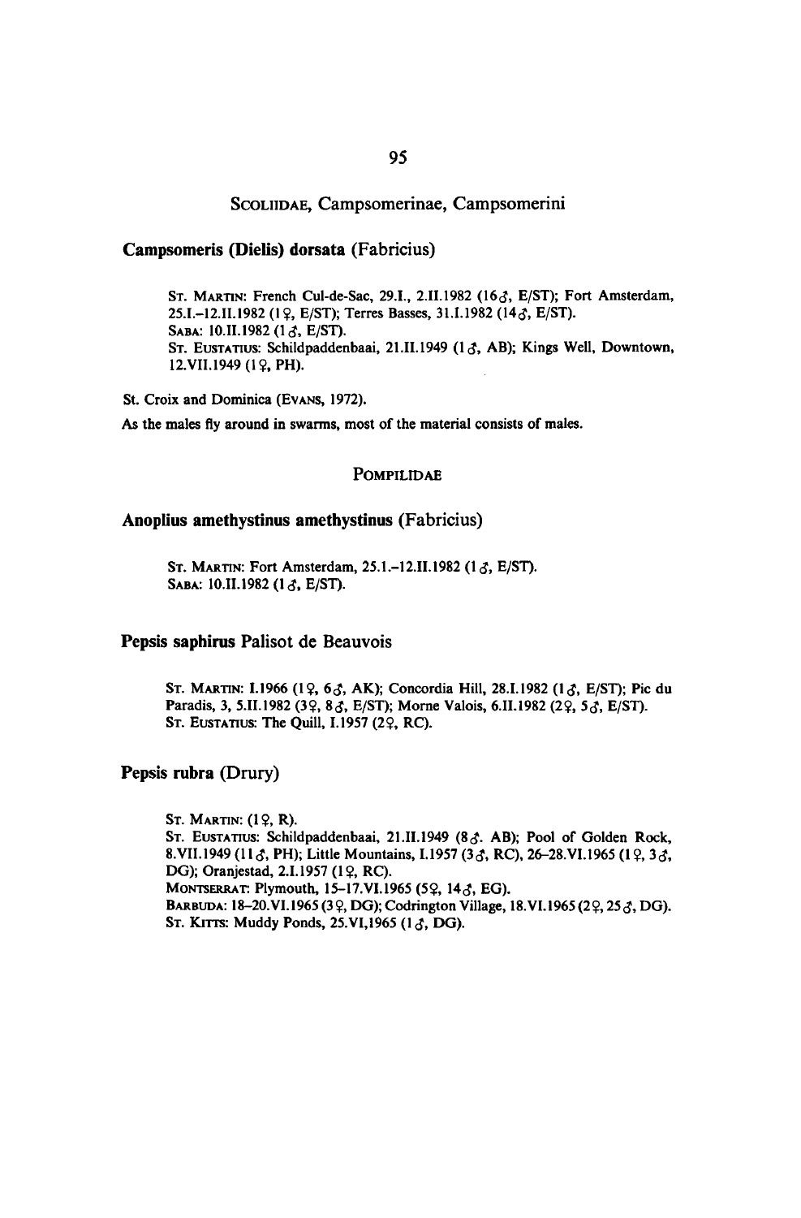## SCOLIIDAE, Campsomerinae, Campsomerini

### **Campsomeris (Dielis) dorsata** (Fabricius)

ST. MARTIN: French Cul-de-Sac, 29.I., 2.II.1982 (16♂, E/ST); Fort Amsterdam, 25.I.–12.II.1982 (1♀, E/ST); Terres Basses, 31.I.1982 (14♂, E/ST).
SABA: 10.II.1982 (1♂, E/ST).
ST. EUSTATIUS: Schildpaddenbaai, 21.II.1949 (1♂, AB); Kings Well, Downtown, 12.VII.1949 (1♀, PH).

St. Croix and Dominica (EVANS, 1972).

As the males fly around in swarms, most of the material consists of males.

## POMPILIDAE

### **Anoplius amethystinus amethystinus** (Fabricius)

ST. MARTIN: Fort Amsterdam, 25.1.–12.II.1982 (1♂, E/ST).
SABA: 10.II.1982 (1♂, E/ST).

### **Pepsis saphirus** Palisot de Beauvois

ST. MARTIN: I.1966 (1♀, 6♂, AK); Concordia Hill, 28.I.1982 (1♂, E/ST); Pic du Paradis, 3, 5.II.1982 (3♀, 8♂, E/ST); Morne Valois, 6.II.1982 (2♀, 5♂, E/ST).
ST. EUSTATIUS: The Quill, I.1957 (2♀, RC).

### **Pepsis rubra** (Drury)

ST. MARTIN: (1♀, R).
ST. EUSTATIUS: Schildpaddenbaai, 21.II.1949 (8♂. AB); Pool of Golden Rock, 8.VII.1949 (11♂, PH); Little Mountains, I.1957 (3♂, RC), 26–28.VI.1965 (1♀, 3♂, DG); Oranjestad, 2.I.1957 (1♀, RC).
MONTSERRAT: Plymouth, 15–17.VI.1965 (5♀, 14♂, EG).
BARBUDA: 18–20.VI.1965 (3♀, DG); Codrington Village, 18.VI.1965 (2♀, 25♂, DG).
ST. KITTS: Muddy Ponds, 25.VI,1965 (1♂, DG).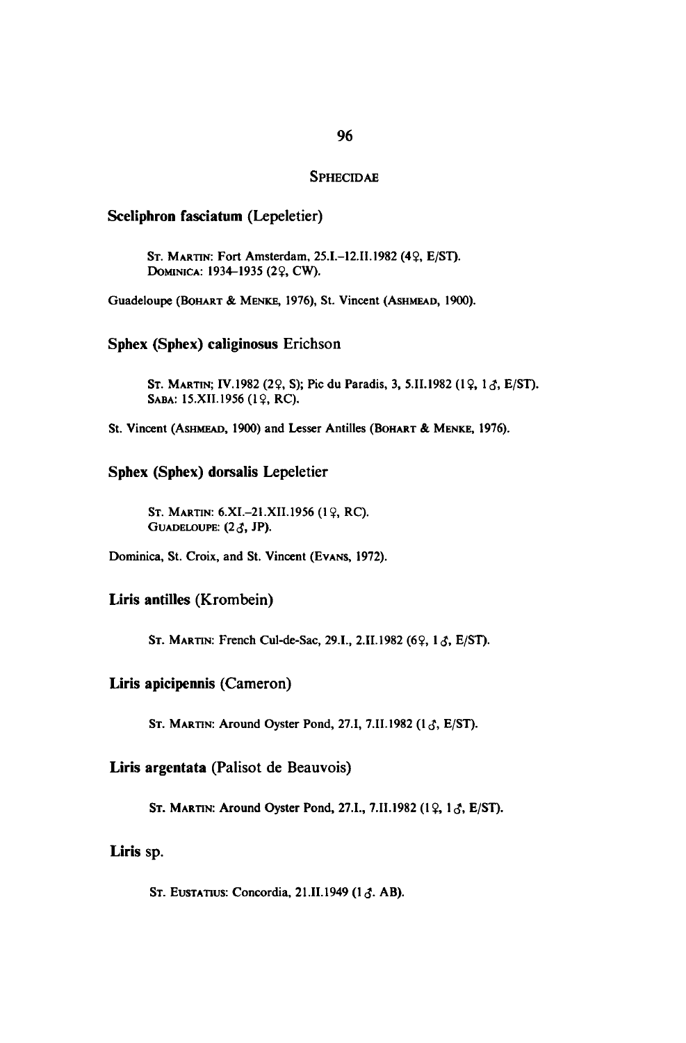## Sphecidae

### Sceliphron fasciatum (Lepeletier)

St. Martin: Fort Amsterdam, 25.I.–12.II.1982 (4♀, E/ST).
Dominica: 1934–1935 (2♀, CW).

Guadeloupe (Bohart & Menke, 1976), St. Vincent (Ashmead, 1900).

### Sphex (Sphex) caliginosus Erichson

St. Martin; IV.1982 (2♀, S); Pic du Paradis, 3, 5.II.1982 (1♀, 1♂, E/ST).
Saba: 15.XII.1956 (1♀, RC).

St. Vincent (Ashmead, 1900) and Lesser Antilles (Bohart & Menke, 1976).

### Sphex (Sphex) dorsalis Lepeletier

St. Martin: 6.XI.–21.XII.1956 (1♀, RC).
Guadeloupe: (2♂, JP).

Dominica, St. Croix, and St. Vincent (Evans, 1972).

### Liris antilles (Krombein)

St. Martin: French Cul-de-Sac, 29.I., 2.II.1982 (6♀, 1♂, E/ST).

### Liris apicipennis (Cameron)

St. Martin: Around Oyster Pond, 27.I, 7.II.1982 (1♂, E/ST).

### Liris argentata (Palisot de Beauvois)

St. Martin: Around Oyster Pond, 27.I., 7.II.1982 (1♀, 1♂, E/ST).

### Liris sp.

St. Eustatius: Concordia, 21.II.1949 (1♂. AB).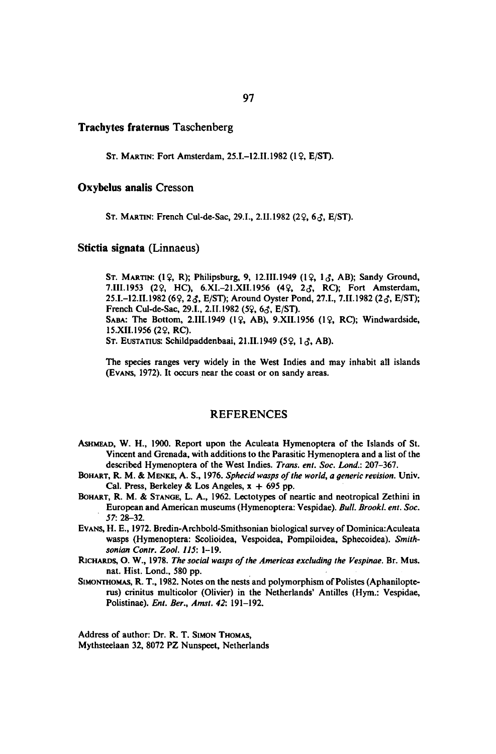## Trachytes fraternus Taschenberg

ST. MARTIN: Fort Amsterdam, 25.I.–12.II.1982 (1♀, E/ST).

## Oxybelus analis Cresson

ST. MARTIN: French Cul-de-Sac, 29.I., 2.II.1982 (2♀, 6♂, E/ST).

## Stictia signata (Linnaeus)

ST. MARTIN: (1♀, R); Philipsburg, 9, 12.III.1949 (1♀, 1♂, AB); Sandy Ground, 7.III.1953 (2♀, HC), 6.XI.–21.XII.1956 (4♀, 2♂, RC); Fort Amsterdam, 25.I.–12.II.1982 (6♀, 2♂, E/ST); Around Oyster Pond, 27.I., 7.II.1982 (2♂, E/ST); French Cul-de-Sac, 29.I., 2.II.1982 (5♀, 6♂, E/ST).
SABA: The Bottom, 2.III.1949 (1♀, AB), 9.XII.1956 (1♀, RC); Windwardside, 15.XII.1956 (2♀, RC).
ST. EUSTATIUS: Schildpaddenbaai, 21.II.1949 (5♀, 1♂, AB).

The species ranges very widely in the West Indies and may inhabit all islands (EVANS, 1972). It occurs near the coast or on sandy areas.

## REFERENCES

ASHMEAD, W. H., 1900. Report upon the Aculeata Hymenoptera of the Islands of St. Vincent and Grenada, with additions to the Parasitic Hymenoptera and a list of the described Hymenoptera of the West Indies. *Trans. ent. Soc. Lond.*: 207–367.

BOHART, R. M. & MENKE, A. S., 1976. *Sphecid wasps of the world, a generic revision.* Univ. Cal. Press, Berkeley & Los Angeles, x + 695 pp.

BOHART, R. M. & STANGE, L. A., 1962. Lectotypes of neartic and neotropical Zethini in European and American museums (Hymenoptera: Vespidae). *Bull. Brookl. ent. Soc.* 57: 28–32.

EVANS, H. E., 1972. Bredin-Archbold-Smithsonian biological survey of Dominica:Aculeata wasps (Hymenoptera: Scolioidea, Vespoidea, Pompiloidea, Sphecoidea). *Smithsonian Contr. Zool. 115*: 1–19.

RICHARDS, O. W., 1978. *The social wasps of the Americas excluding the Vespinae.* Br. Mus. nat. Hist. Lond., 580 pp.

SIMONTHOMAS, R. T., 1982. Notes on the nests and polymorphism of Polistes (Aphanilopterus) crinitus multicolor (Olivier) in the Netherlands' Antilles (Hym.: Vespidae, Polistinae). *Ent. Ber., Amst. 42*: 191–192.

Address of author: Dr. R. T. SIMON THOMAS,
Mythsteelaan 32, 8072 PZ Nunspeet, Netherlands